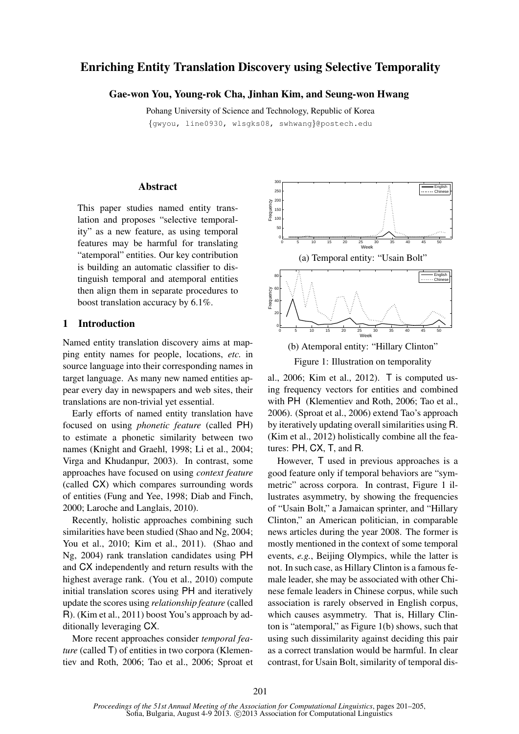# Enriching Entity Translation Discovery using Selective Temporality

**Gae-won You, Young-rok Cha, Jinhan Kim, and Seung-won Hwang**

Pohang University of Science and Technology, Republic of Korea
{gwyou, line0930, wlsgks08, swhwang}@postech.edu

## Abstract

This paper studies named entity translation and proposes "selective temporality" as a new feature, as using temporal features may be harmful for translating "atemporal" entities. Our key contribution is building an automatic classifier to distinguish temporal and atemporal entities then align them in separate procedures to boost translation accuracy by 6.1%.

## 1 Introduction

Named entity translation discovery aims at mapping entity names for people, locations, *etc.* in source language into their corresponding names in target language. As many new named entities appear every day in newspapers and web sites, their translations are non-trivial yet essential.

Early efforts of named entity translation have focused on using *phonetic feature* (called PH) to estimate a phonetic similarity between two names (Knight and Graehl, 1998; Li et al., 2004; Virga and Khudanpur, 2003). In contrast, some approaches have focused on using *context feature* (called CX) which compares surrounding words of entities (Fung and Yee, 1998; Diab and Finch, 2000; Laroche and Langlais, 2010).

Recently, holistic approaches combining such similarities have been studied (Shao and Ng, 2004; You et al., 2010; Kim et al., 2011). (Shao and Ng, 2004) rank translation candidates using PH and CX independently and return results with the highest average rank. (You et al., 2010) compute initial translation scores using PH and iteratively update the scores using *relationship feature* (called R). (Kim et al., 2011) boost You's approach by additionally leveraging CX.

More recent approaches consider *temporal feature* (called T) of entities in two corpora (Klementiev and Roth, 2006; Tao et al., 2006; Sproat et al., 2006; Kim et al., 2012). T is computed using frequency vectors for entities and combined with PH (Klementiev and Roth, 2006; Tao et al., 2006). (Sproat et al., 2006) extend Tao's approach by iteratively updating overall similarities using R. (Kim et al., 2012) holistically combine all the features: PH, CX, T, and R.

(a) Temporal entity: "Usain Bolt"

(b) Atemporal entity: "Hillary Clinton"

Figure 1: Illustration on temporality

However, T used in previous approaches is a good feature only if temporal behaviors are "symmetric" across corpora. In contrast, Figure 1 illustrates asymmetry, by showing the frequencies of "Usain Bolt," a Jamaican sprinter, and "Hillary Clinton," an American politician, in comparable news articles during the year 2008. The former is mostly mentioned in the context of some temporal events, *e.g.*, Beijing Olympics, while the latter is not. In such case, as Hillary Clinton is a famous female leader, she may be associated with other Chinese female leaders in Chinese corpus, while such association is rarely observed in English corpus, which causes asymmetry. That is, Hillary Clinton is "atemporal," as Figure 1(b) shows, such that using such dissimilarity against deciding this pair as a correct translation would be harmful. In clear contrast, for Usain Bolt, similarity of temporal dis-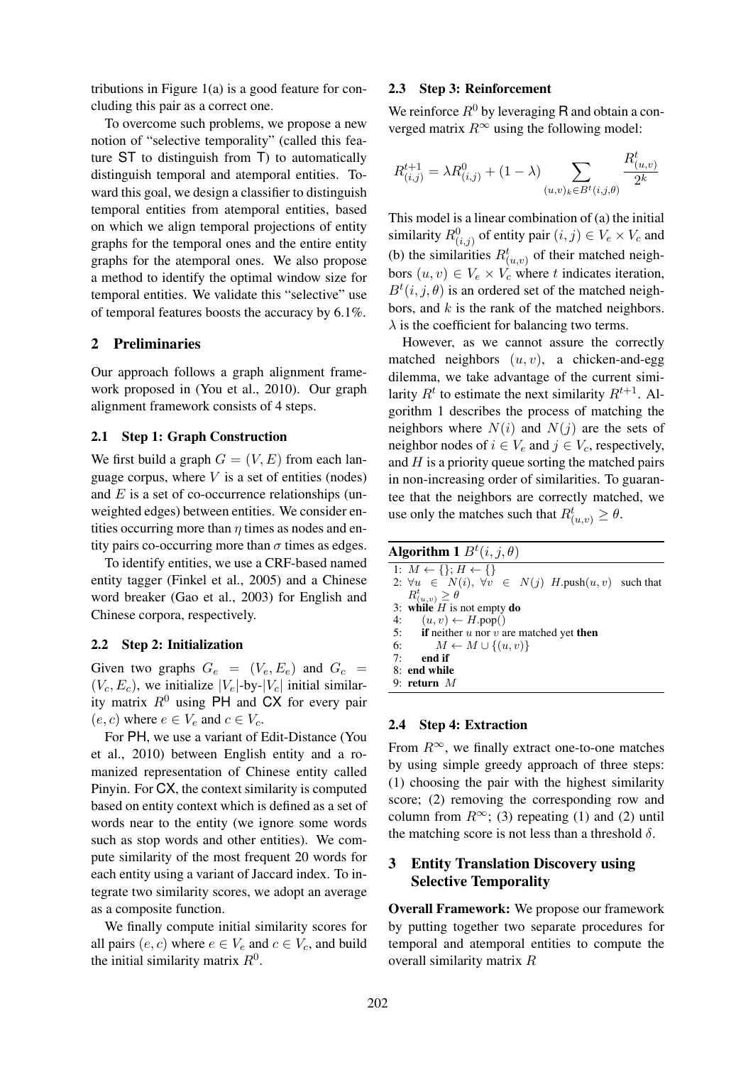tributions in Figure 1(a) is a good feature for concluding this pair as a correct one.

To overcome such problems, we propose a new notion of "selective temporality" (called this feature ST to distinguish from T) to automatically distinguish temporal and atemporal entities. Toward this goal, we design a classifier to distinguish temporal entities from atemporal entities, based on which we align temporal projections of entity graphs for the temporal ones and the entire entity graphs for the atemporal ones. We also propose a method to identify the optimal window size for temporal entities. We validate this "selective" use of temporal features boosts the accuracy by 6.1%.

## 2 Preliminaries

Our approach follows a graph alignment framework proposed in (You et al., 2010). Our graph alignment framework consists of 4 steps.

### 2.1 Step 1: Graph Construction

We first build a graph $G = (V, E)$ from each language corpus, where $V$ is a set of entities (nodes) and $E$ is a set of co-occurrence relationships (unweighted edges) between entities. We consider entities occurring more than $\eta$ times as nodes and entity pairs co-occurring more than $\sigma$ times as edges.

To identify entities, we use a CRF-based named entity tagger (Finkel et al., 2005) and a Chinese word breaker (Gao et al., 2003) for English and Chinese corpora, respectively.

### 2.2 Step 2: Initialization

Given two graphs $G_e = (V_e, E_e)$ and $G_c = (V_c, E_c)$, we initialize $|V_e|$-by-$|V_c|$ initial similarity matrix $R^0$ using PH and CX for every pair $(e, c)$ where $e \in V_e$ and $c \in V_c$.

For PH, we use a variant of Edit-Distance (You et al., 2010) between English entity and a romanized representation of Chinese entity called Pinyin. For CX, the context similarity is computed based on entity context which is defined as a set of words near to the entity (we ignore some words such as stop words and other entities). We compute similarity of the most frequent 20 words for each entity using a variant of Jaccard index. To integrate two similarity scores, we adopt an average as a composite function.

We finally compute initial similarity scores for all pairs $(e, c)$ where $e \in V_e$ and $c \in V_c$, and build the initial similarity matrix $R^0$.

### 2.3 Step 3: Reinforcement

We reinforce $R^0$ by leveraging R and obtain a converged matrix $R^\infty$ using the following model:

$$R^{t+1}_{(i,j)} = \lambda R^0_{(i,j)} + (1 - \lambda) \sum_{(u,v)_k \in B^t(i,j,\theta)} \frac{R^t_{(u,v)}}{2^k}$$

This model is a linear combination of (a) the initial similarity $R^0_{(i,j)}$ of entity pair $(i, j) \in V_e \times V_c$ and (b) the similarities $R^t_{(u,v)}$ of their matched neighbors $(u, v) \in V_e \times V_c$ where $t$ indicates iteration, $B^t(i, j, \theta)$ is an ordered set of the matched neighbors, and $k$ is the rank of the matched neighbors. $\lambda$ is the coefficient for balancing two terms.

However, as we cannot assure the correctly matched neighbors $(u, v)$, a chicken-and-egg dilemma, we take advantage of the current similarity $R^t$ to estimate the next similarity $R^{t+1}$. Algorithm 1 describes the process of matching the neighbors where $N(i)$ and $N(j)$ are the sets of neighbor nodes of $i \in V_e$ and $j \in V_c$, respectively, and $H$ is a priority queue sorting the matched pairs in non-increasing order of similarities. To guarantee that the neighbors are correctly matched, we use only the matches such that $R^t_{(u,v)} \geq \theta$.

**Algorithm 1** $B^t(i, j, \theta)$

1: $M \leftarrow \{\}$; $H \leftarrow \{\}$
2: $\forall u \in N(i)$, $\forall v \in N(j)$ $H$.push$(u, v)$ such that $R^t_{(u,v)} \geq \theta$
3: **while** $H$ is not empty **do**
4: $\quad (u, v) \leftarrow H$.pop()
5: $\quad$ **if** neither $u$ nor $v$ are matched yet **then**
6: $\quad\quad M \leftarrow M \cup \{(u, v)\}$
7: $\quad$ **end if**
8: **end while**
9: **return** $M$

### 2.4 Step 4: Extraction

From $R^\infty$, we finally extract one-to-one matches by using simple greedy approach of three steps: (1) choosing the pair with the highest similarity score; (2) removing the corresponding row and column from $R^\infty$; (3) repeating (1) and (2) until the matching score is not less than a threshold $\delta$.

## 3 Entity Translation Discovery using Selective Temporality

**Overall Framework:** We propose our framework by putting together two separate procedures for temporal and atemporal entities to compute the overall similarity matrix $R$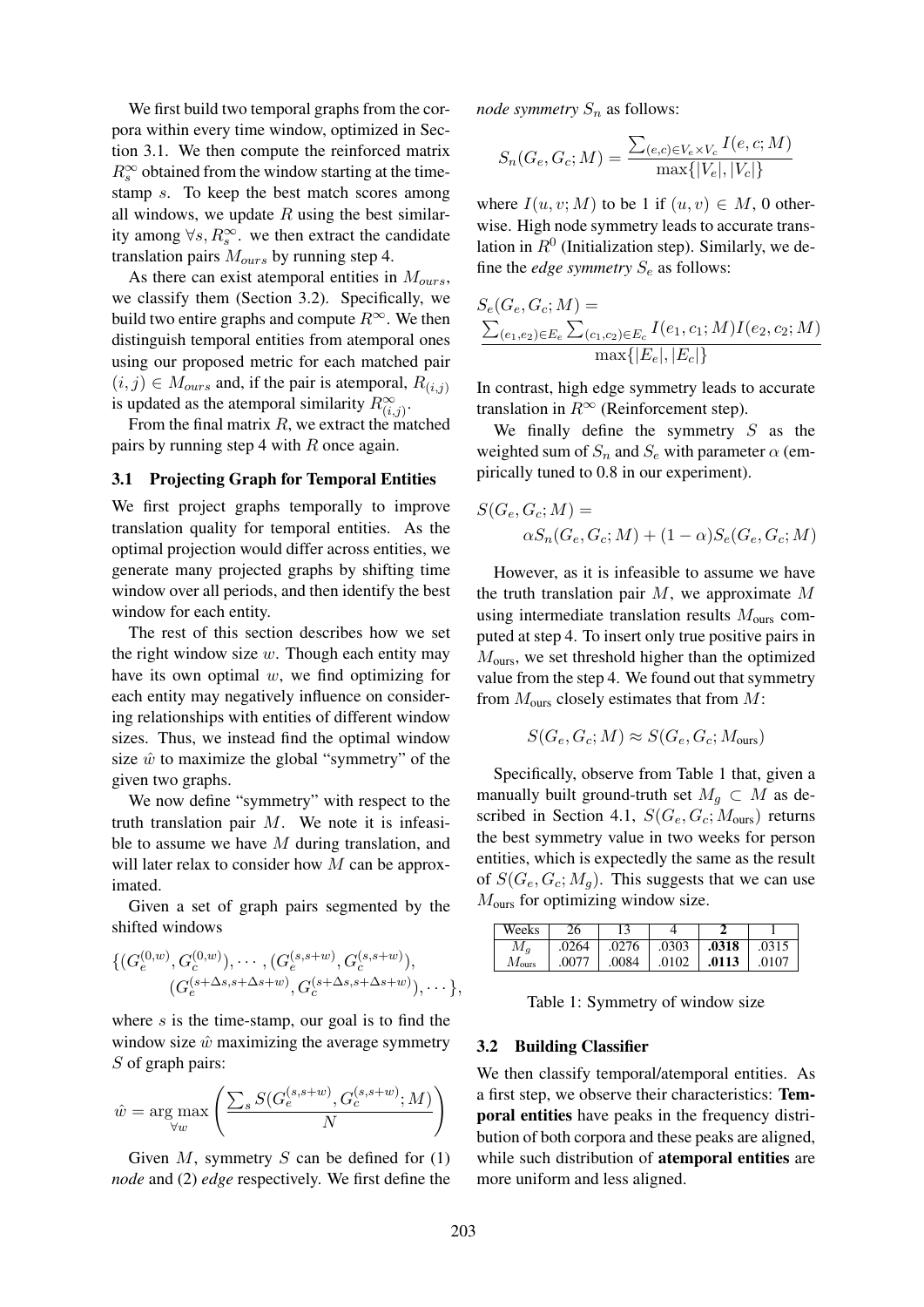We first build two temporal graphs from the corpora within every time window, optimized in Section 3.1. We then compute the reinforced matrix $R_s^\infty$ obtained from the window starting at the timestamp $s$. To keep the best match scores among all windows, we update $R$ using the best similarity among $\forall s, R_s^\infty$. we then extract the candidate translation pairs $M_{ours}$ by running step 4.

As there can exist atemporal entities in $M_{ours}$, we classify them (Section 3.2). Specifically, we build two entire graphs and compute $R^\infty$. We then distinguish temporal entities from atemporal ones using our proposed metric for each matched pair $(i,j) \in M_{ours}$ and, if the pair is atemporal, $R_{(i,j)}$ is updated as the atemporal similarity $R_{(i,j)}^\infty$.

From the final matrix $R$, we extract the matched pairs by running step 4 with $R$ once again.

### 3.1 Projecting Graph for Temporal Entities

We first project graphs temporally to improve translation quality for temporal entities. As the optimal projection would differ across entities, we generate many projected graphs by shifting time window over all periods, and then identify the best window for each entity.

The rest of this section describes how we set the right window size $w$. Though each entity may have its own optimal $w$, we find optimizing for each entity may negatively influence on considering relationships with entities of different window sizes. Thus, we instead find the optimal window size $\hat{w}$ to maximize the global "symmetry" of the given two graphs.

We now define "symmetry" with respect to the truth translation pair $M$. We note it is infeasible to assume we have $M$ during translation, and will later relax to consider how $M$ can be approximated.

Given a set of graph pairs segmented by the shifted windows

$$\{(G_e^{(0,w)}, G_c^{(0,w)}), \cdots, (G_e^{(s,s+w)}, G_c^{(s,s+w)}), (G_e^{(s+\Delta s, s+\Delta s+w)}, G_c^{(s+\Delta s, s+\Delta s+w)}), \cdots\},$$

where $s$ is the time-stamp, our goal is to find the window size $\hat{w}$ maximizing the average symmetry $S$ of graph pairs:

$$\hat{w} = \arg\max_{\forall w} \left( \frac{\sum_s S(G_e^{(s,s+w)}, G_c^{(s,s+w)}; M)}{N} \right)$$

Given $M$, symmetry $S$ can be defined for (1) *node* and (2) *edge* respectively. We first define the *node symmetry* $S_n$ as follows:

$$S_n(G_e, G_c; M) = \frac{\sum_{(e,c) \in V_e \times V_c} I(e, c; M)}{\max\{|V_e|, |V_c|\}}$$

where $I(u, v; M)$ to be 1 if $(u, v) \in M$, 0 otherwise. High node symmetry leads to accurate translation in $R^0$ (Initialization step). Similarly, we define the *edge symmetry* $S_e$ as follows:

$$S_e(G_e, G_c; M) = \frac{\sum_{(e_1,e_2) \in E_e} \sum_{(c_1,c_2) \in E_c} I(e_1, c_1; M) I(e_2, c_2; M)}{\max\{|E_e|, |E_c|\}}$$

In contrast, high edge symmetry leads to accurate translation in $R^\infty$ (Reinforcement step).

We finally define the symmetry $S$ as the weighted sum of $S_n$ and $S_e$ with parameter $\alpha$ (empirically tuned to 0.8 in our experiment).

$$S(G_e, G_c; M) = \alpha S_n(G_e, G_c; M) + (1 - \alpha) S_e(G_e, G_c; M)$$

However, as it is infeasible to assume we have the truth translation pair $M$, we approximate $M$ using intermediate translation results $M_{\text{ours}}$ computed at step 4. To insert only true positive pairs in $M_{\text{ours}}$, we set threshold higher than the optimized value from the step 4. We found out that symmetry from $M_{\text{ours}}$ closely estimates that from $M$:

$$S(G_e, G_c; M) \approx S(G_e, G_c; M_{\text{ours}})$$

Specifically, observe from Table 1 that, given a manually built ground-truth set $M_g \subset M$ as described in Section 4.1, $S(G_e, G_c; M_{\text{ours}})$ returns the best symmetry value in two weeks for person entities, which is expectedly the same as the result of $S(G_e, G_c; M_g)$. This suggests that we can use $M_{\text{ours}}$ for optimizing window size.

| Weeks | 26 | 13 | 4 | **2** | 1 |
|---|---|---|---|---|---|
| $M_g$ | .0264 | .0276 | .0303 | **.0318** | .0315 |
| $M_{\text{ours}}$ | .0077 | .0084 | .0102 | **.0113** | .0107 |

Table 1: Symmetry of window size

### 3.2 Building Classifier

We then classify temporal/atemporal entities. As a first step, we observe their characteristics: **Temporal entities** have peaks in the frequency distribution of both corpora and these peaks are aligned, while such distribution of **atemporal entities** are more uniform and less aligned.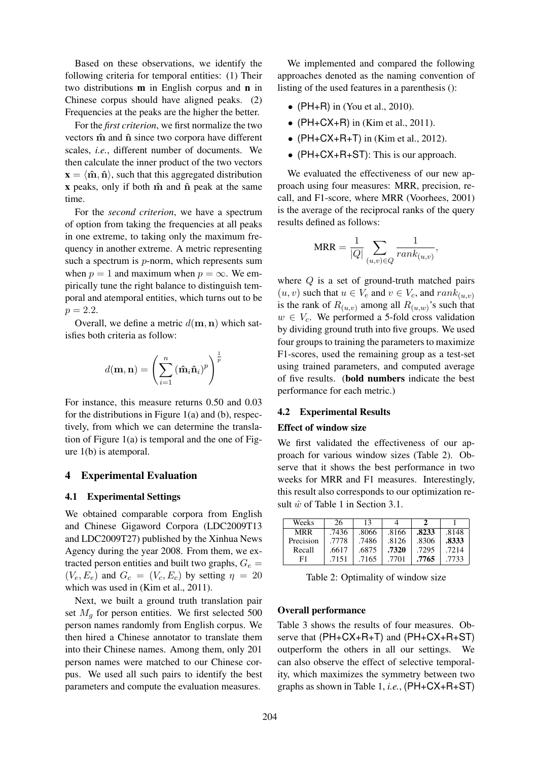Based on these observations, we identify the following criteria for temporal entities: (1) Their two distributions $\mathbf{m}$ in English corpus and $\mathbf{n}$ in Chinese corpus should have aligned peaks. (2) Frequencies at the peaks are the higher the better.

For the *first criterion*, we first normalize the two vectors $\hat{\mathbf{m}}$ and $\hat{\mathbf{n}}$ since two corpora have different scales, *i.e.*, different number of documents. We then calculate the inner product of the two vectors $\mathbf{x} = \langle \hat{\mathbf{m}}, \hat{\mathbf{n}} \rangle$, such that this aggregated distribution $\mathbf{x}$ peaks, only if both $\hat{\mathbf{m}}$ and $\hat{\mathbf{n}}$ peak at the same time.

For the *second criterion*, we have a spectrum of option from taking the frequencies at all peaks in one extreme, to taking only the maximum frequency in another extreme. A metric representing such a spectrum is $p$-norm, which represents sum when $p = 1$ and maximum when $p = \infty$. We empirically tune the right balance to distinguish temporal and atemporal entities, which turns out to be $p = 2.2$.

Overall, we define a metric $d(\mathbf{m}, \mathbf{n})$ which satisfies both criteria as follow:

$$d(\mathbf{m}, \mathbf{n}) = \left( \sum_{i=1}^{n} (\hat{\mathbf{m}}_i \hat{\mathbf{n}}_i)^p \right)^{\frac{1}{p}}$$

For instance, this measure returns 0.50 and 0.03 for the distributions in Figure 1(a) and (b), respectively, from which we can determine the translation of Figure 1(a) is temporal and the one of Figure 1(b) is atemporal.

## 4 Experimental Evaluation

### 4.1 Experimental Settings

We obtained comparable corpora from English and Chinese Gigaword Corpora (LDC2009T13 and LDC2009T27) published by the Xinhua News Agency during the year 2008. From them, we extracted person entities and built two graphs, $G_e = (V_e, E_e)$ and $G_c = (V_c, E_c)$ by setting $\eta = 20$ which was used in (Kim et al., 2011).

Next, we built a ground truth translation pair set $M_g$ for person entities. We first selected 500 person names randomly from English corpus. We then hired a Chinese annotator to translate them into their Chinese names. Among them, only 201 person names were matched to our Chinese corpus. We used all such pairs to identify the best parameters and compute the evaluation measures.

We implemented and compared the following approaches denoted as the naming convention of listing of the used features in a parenthesis ():

- (PH+R) in (You et al., 2010).
- (PH+CX+R) in (Kim et al., 2011).
- (PH+CX+R+T) in (Kim et al., 2012).
- (PH+CX+R+ST): This is our approach.

We evaluated the effectiveness of our new approach using four measures: MRR, precision, recall, and F1-score, where MRR (Voorhees, 2001) is the average of the reciprocal ranks of the query results defined as follows:

$$\text{MRR} = \frac{1}{|Q|} \sum_{(u,v) \in Q} \frac{1}{rank_{(u,v)}},$$

where $Q$ is a set of ground-truth matched pairs $(u, v)$ such that $u \in V_e$ and $v \in V_c$, and $rank_{(u,v)}$ is the rank of $R_{(u,v)}$ among all $R_{(u,w)}$'s such that $w \in V_c$. We performed a 5-fold cross validation by dividing ground truth into five groups. We used four groups to training the parameters to maximize F1-scores, used the remaining group as a test-set using trained parameters, and computed average of five results. (**bold numbers** indicate the best performance for each metric.)

### 4.2 Experimental Results

#### Effect of window size

We first validated the effectiveness of our approach for various window sizes (Table 2). Observe that it shows the best performance in two weeks for MRR and F1 measures. Interestingly, this result also corresponds to our optimization result $\hat{w}$ of Table 1 in Section 3.1.

| Weeks | 26 | 13 | 4 | **2** | 1 |
|---|---|---|---|---|---|
| MRR | .7436 | .8066 | .8166 | **.8233** | .8148 |
| Precision | .7778 | .7486 | .8126 | .8306 | **.8333** |
| Recall | .6617 | .6875 | **.7320** | .7295 | .7214 |
| F1 | .7151 | .7165 | .7701 | **.7765** | .7733 |

Table 2: Optimality of window size

#### Overall performance

Table 3 shows the results of four measures. Observe that (PH+CX+R+T) and (PH+CX+R+ST) outperform the others in all our settings. We can also observe the effect of selective temporality, which maximizes the symmetry between two graphs as shown in Table 1, *i.e.*, (PH+CX+R+ST)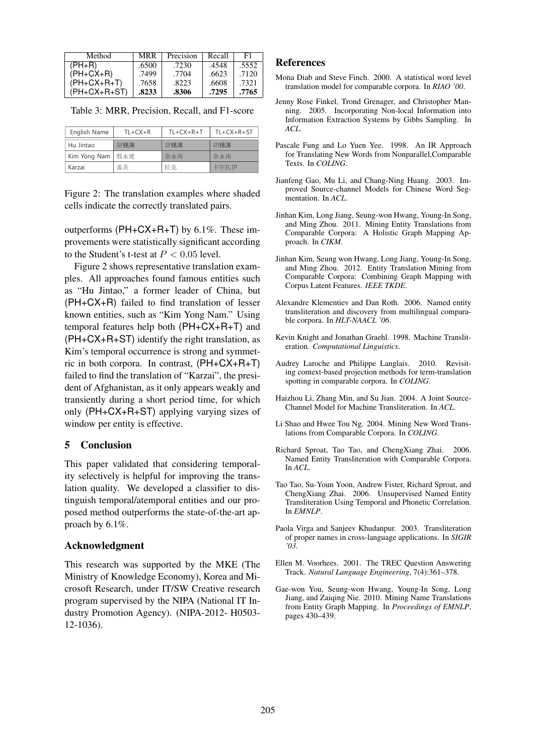| Method | MRR | Precision | Recall | F1 |
|---|---|---|---|---|
| (PH+R) | .6500 | .7230 | .4548 | .5552 |
| (PH+CX+R) | .7499 | .7704 | .6623 | .7120 |
| (PH+CX+R+T) | .7658 | .8223 | .6608 | .7321 |
| (PH+CX+R+ST) | **.8233** | **.8306** | **.7295** | **.7765** |

Table 3: MRR, Precision, Recall, and F1-score

| English Name | TL+CX+R | TL+CX+R+T | TL+CX+R+ST |
|---|---|---|---|
| Hu Jintao | 胡锦涛 | 胡锦涛 | 胡锦涛 |
| Kim Yong Nam | 殷永建 | 金永南 | 金永南 |
| Karzai | 盖茨 | 拉克 | 卡尔扎伊 |

Figure 2: The translation examples where shaded cells indicate the correctly translated pairs.

outperforms (PH+CX+R+T) by 6.1%. These improvements were statistically significant according to the Student's t-test at $P < 0.05$ level.

Figure 2 shows representative translation examples. All approaches found famous entities such as "Hu Jintao," a former leader of China, but (PH+CX+R) failed to find translation of lesser known entities, such as "Kim Yong Nam." Using temporal features help both (PH+CX+R+T) and (PH+CX+R+ST) identify the right translation, as Kim's temporal occurrence is strong and symmetric in both corpora. In contrast, (PH+CX+R+T) failed to find the translation of "Karzai", the president of Afghanistan, as it only appears weakly and transiently during a short period time, for which only (PH+CX+R+ST) applying varying sizes of window per entity is effective.

## 5 Conclusion

This paper validated that considering temporality selectively is helpful for improving the translation quality. We developed a classifier to distinguish temporal/atemporal entities and our proposed method outperforms the state-of-the-art approach by 6.1%.

## Acknowledgment

This research was supported by the MKE (The Ministry of Knowledge Economy), Korea and Microsoft Research, under IT/SW Creative research program supervised by the NIPA (National IT Industry Promotion Agency). (NIPA-2012- H0503-12-1036).

## References

Mona Diab and Steve Finch. 2000. A statistical word level translation model for comparable corpora. In *RIAO '00*.

Jenny Rose Finkel, Trond Grenager, and Christopher Manning. 2005. Incorporating Non-local Information into Information Extraction Systems by Gibbs Sampling. In *ACL*.

Pascale Fung and Lo Yuen Yee. 1998. An IR Approach for Translating New Words from Nonparallel,Comparable Texts. In *COLING*.

Jianfeng Gao, Mu Li, and Chang-Ning Huang. 2003. Improved Source-channel Models for Chinese Word Segmentation. In *ACL*.

Jinhan Kim, Long Jiang, Seung-won Hwang, Young-In Song, and Ming Zhou. 2011. Mining Entity Translations from Comparable Corpora: A Holistic Graph Mapping Approach. In *CIKM*.

Jinhan Kim, Seung won Hwang, Long Jiang, Young-In Song, and Ming Zhou. 2012. Entity Translation Mining from Comparable Corpora: Combining Graph Mapping with Corpus Latent Features. *IEEE TKDE*.

Alexandre Klementiev and Dan Roth. 2006. Named entity transliteration and discovery from multilingual comparable corpora. In *HLT-NAACL '06*.

Kevin Knight and Jonathan Graehl. 1998. Machine Transliteration. *Computational Linguistics*.

Audrey Laroche and Philippe Langlais. 2010. Revisiting context-based projection methods for term-translation spotting in comparable corpora. In *COLING*.

Haizhou Li, Zhang Min, and Su Jian. 2004. A Joint Source-Channel Model for Machine Transliteration. In *ACL*.

Li Shao and Hwee Tou Ng. 2004. Mining New Word Translations from Comparable Corpora. In *COLING*.

Richard Sproat, Tao Tao, and ChengXiang Zhai. 2006. Named Entity Transliteration with Comparable Corpora. In *ACL*.

Tao Tao, Su-Youn Yoon, Andrew Fister, Richard Sproat, and ChengXiang Zhai. 2006. Unsupervised Named Entity Transliteration Using Temporal and Phonetic Correlation. In *EMNLP*.

Paola Virga and Sanjeev Khudanpur. 2003. Transliteration of proper names in cross-language applications. In *SIGIR '03*.

Ellen M. Voorhees. 2001. The TREC Question Answering Track. *Natural Language Engineering*, 7(4):361–378.

Gae-won You, Seung-won Hwang, Young-In Song, Long Jiang, and Zaiqing Nie. 2010. Mining Name Translations from Entity Graph Mapping. In *Proceedings of EMNLP*, pages 430–439.